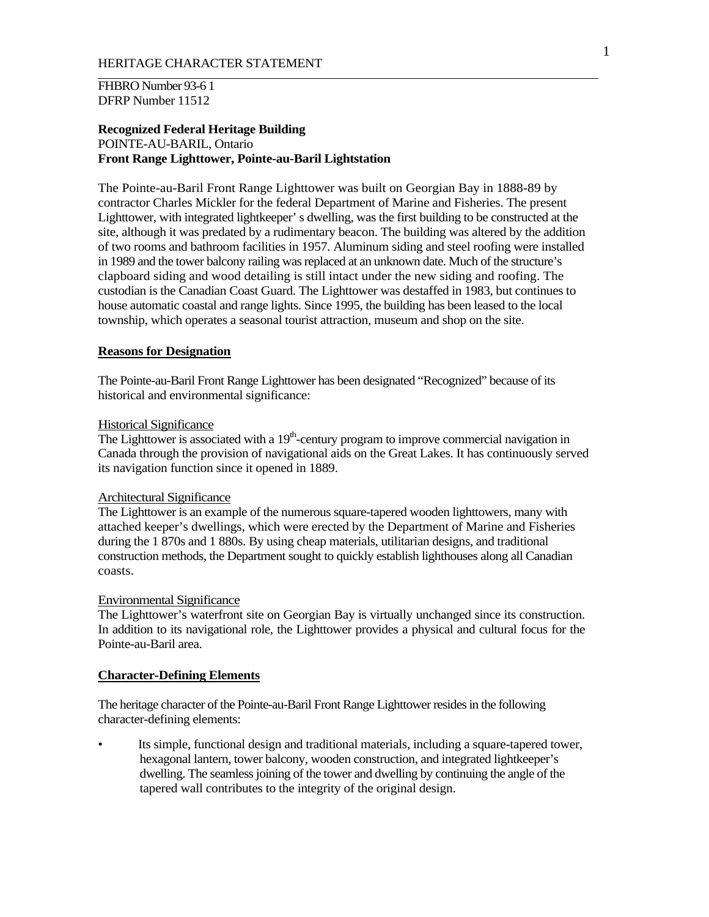HERITAGE CHARACTER STATEMENT

FHBRO Number 93-6 1
DFRP Number 11512

**Recognized Federal Heritage Building**
POINTE-AU-BARIL, Ontario
**Front Range Lighttower, Pointe-au-Baril Lightstation**

The Pointe-au-Baril Front Range Lighttower was built on Georgian Bay in 1888-89 by contractor Charles Mickler for the federal Department of Marine and Fisheries. The present Lighttower, with integrated lightkeeper' s dwelling, was the first building to be constructed at the site, although it was predated by a rudimentary beacon. The building was altered by the addition of two rooms and bathroom facilities in 1957. Aluminum siding and steel roofing were installed in 1989 and the tower balcony railing was replaced at an unknown date. Much of the structure's clapboard siding and wood detailing is still intact under the new siding and roofing. The custodian is the Canadian Coast Guard. The Lighttower was destaffed in 1983, but continues to house automatic coastal and range lights. Since 1995, the building has been leased to the local township, which operates a seasonal tourist attraction, museum and shop on the site.

## Reasons for Designation

The Pointe-au-Baril Front Range Lighttower has been designated "Recognized" because of its historical and environmental significance:

### Historical Significance

The Lighttower is associated with a 19th-century program to improve commercial navigation in Canada through the provision of navigational aids on the Great Lakes. It has continuously served its navigation function since it opened in 1889.

### Architectural Significance

The Lighttower is an example of the numerous square-tapered wooden lighttowers, many with attached keeper's dwellings, which were erected by the Department of Marine and Fisheries during the 1 870s and 1 880s. By using cheap materials, utilitarian designs, and traditional construction methods, the Department sought to quickly establish lighthouses along all Canadian coasts.

### Environmental Significance

The Lighttower's waterfront site on Georgian Bay is virtually unchanged since its construction. In addition to its navigational role, the Lighttower provides a physical and cultural focus for the Pointe-au-Baril area.

## Character-Defining Elements

The heritage character of the Pointe-au-Baril Front Range Lighttower resides in the following character-defining elements:

- Its simple, functional design and traditional materials, including a square-tapered tower, hexagonal lantern, tower balcony, wooden construction, and integrated lightkeeper's dwelling. The seamless joining of the tower and dwelling by continuing the angle of the tapered wall contributes to the integrity of the original design.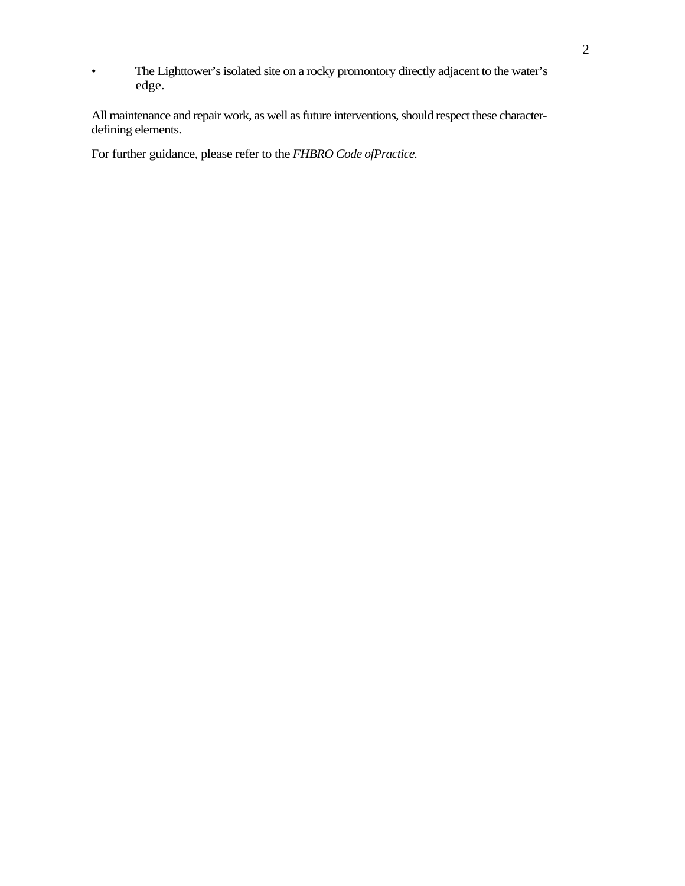- The Lighttower's isolated site on a rocky promontory directly adjacent to the water's edge.

All maintenance and repair work, as well as future interventions, should respect these character-defining elements.

For further guidance, please refer to the *FHBRO Code ofPractice.*